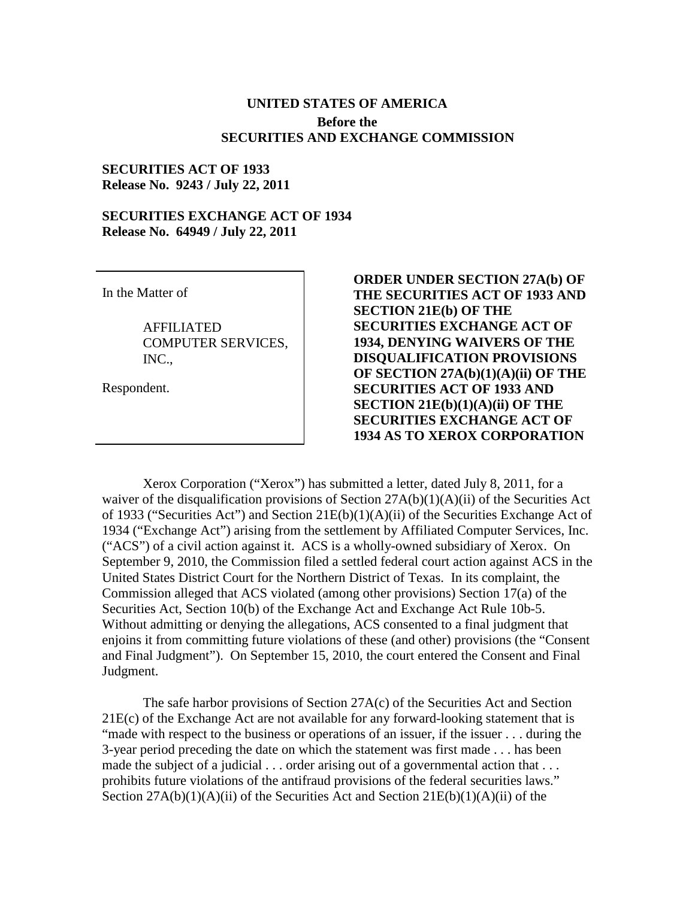**UNITED STATES OF AMERICA**
**Before the**
**SECURITIES AND EXCHANGE COMMISSION**

**SECURITIES ACT OF 1933**
**Release No. 9243 / July 22, 2011**

**SECURITIES EXCHANGE ACT OF 1934**
**Release No. 64949 / July 22, 2011**

In the Matter of

AFFILIATED COMPUTER SERVICES, INC.,

Respondent.

**ORDER UNDER SECTION 27A(b) OF THE SECURITIES ACT OF 1933 AND SECTION 21E(b) OF THE SECURITIES EXCHANGE ACT OF 1934, DENYING WAIVERS OF THE DISQUALIFICATION PROVISIONS OF SECTION 27A(b)(1)(A)(ii) OF THE SECURITIES ACT OF 1933 AND SECTION 21E(b)(1)(A)(ii) OF THE SECURITIES EXCHANGE ACT OF 1934 AS TO XEROX CORPORATION**

Xerox Corporation ("Xerox") has submitted a letter, dated July 8, 2011, for a waiver of the disqualification provisions of Section 27A(b)(1)(A)(ii) of the Securities Act of 1933 ("Securities Act") and Section 21E(b)(1)(A)(ii) of the Securities Exchange Act of 1934 ("Exchange Act") arising from the settlement by Affiliated Computer Services, Inc. ("ACS") of a civil action against it. ACS is a wholly-owned subsidiary of Xerox. On September 9, 2010, the Commission filed a settled federal court action against ACS in the United States District Court for the Northern District of Texas. In its complaint, the Commission alleged that ACS violated (among other provisions) Section 17(a) of the Securities Act, Section 10(b) of the Exchange Act and Exchange Act Rule 10b-5. Without admitting or denying the allegations, ACS consented to a final judgment that enjoins it from committing future violations of these (and other) provisions (the "Consent and Final Judgment"). On September 15, 2010, the court entered the Consent and Final Judgment.

The safe harbor provisions of Section 27A(c) of the Securities Act and Section 21E(c) of the Exchange Act are not available for any forward-looking statement that is "made with respect to the business or operations of an issuer, if the issuer . . . during the 3-year period preceding the date on which the statement was first made . . . has been made the subject of a judicial . . . order arising out of a governmental action that . . . prohibits future violations of the antifraud provisions of the federal securities laws." Section 27A(b)(1)(A)(ii) of the Securities Act and Section 21E(b)(1)(A)(ii) of the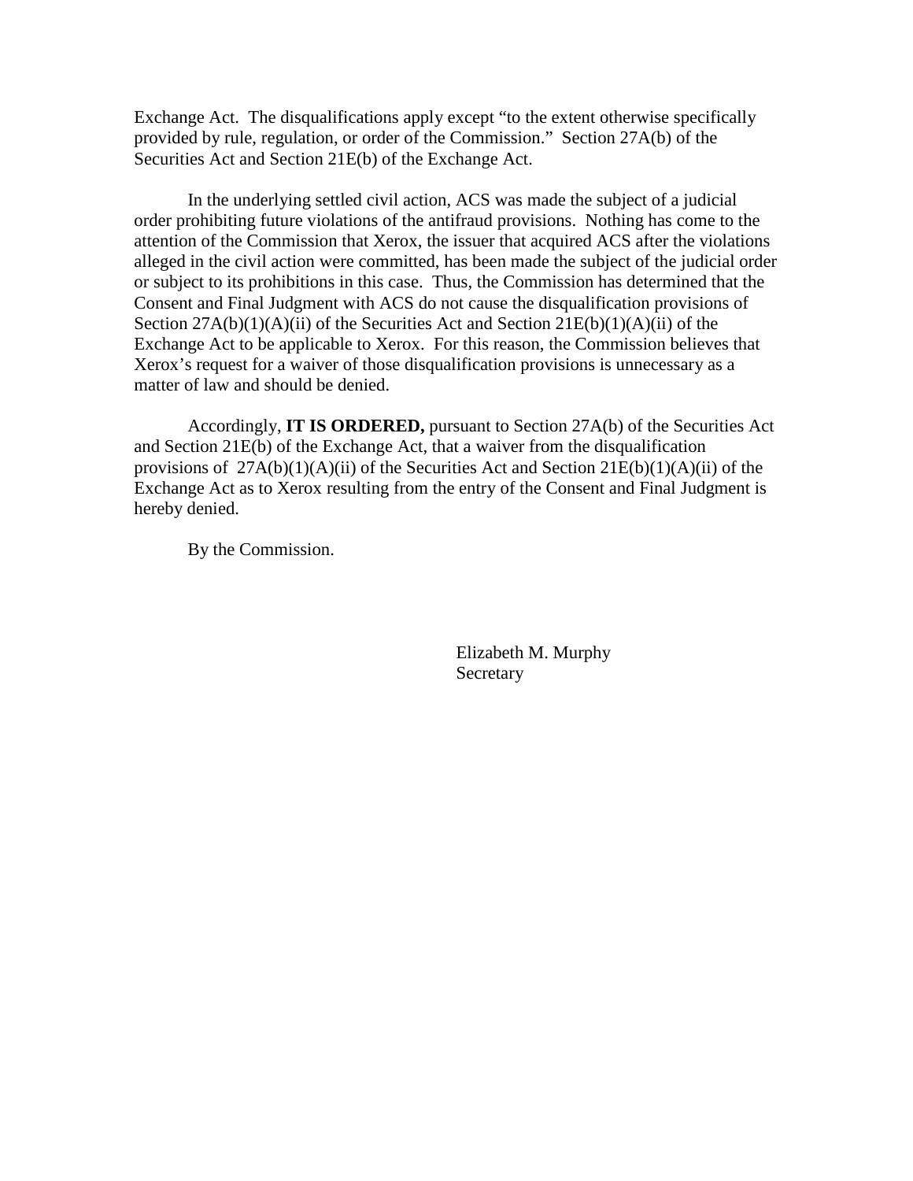Exchange Act. The disqualifications apply except "to the extent otherwise specifically provided by rule, regulation, or order of the Commission." Section 27A(b) of the Securities Act and Section 21E(b) of the Exchange Act.

In the underlying settled civil action, ACS was made the subject of a judicial order prohibiting future violations of the antifraud provisions. Nothing has come to the attention of the Commission that Xerox, the issuer that acquired ACS after the violations alleged in the civil action were committed, has been made the subject of the judicial order or subject to its prohibitions in this case. Thus, the Commission has determined that the Consent and Final Judgment with ACS do not cause the disqualification provisions of Section 27A(b)(1)(A)(ii) of the Securities Act and Section 21E(b)(1)(A)(ii) of the Exchange Act to be applicable to Xerox. For this reason, the Commission believes that Xerox's request for a waiver of those disqualification provisions is unnecessary as a matter of law and should be denied.

Accordingly, **IT IS ORDERED,** pursuant to Section 27A(b) of the Securities Act and Section 21E(b) of the Exchange Act, that a waiver from the disqualification provisions of 27A(b)(1)(A)(ii) of the Securities Act and Section 21E(b)(1)(A)(ii) of the Exchange Act as to Xerox resulting from the entry of the Consent and Final Judgment is hereby denied.

By the Commission.

Elizabeth M. Murphy
Secretary